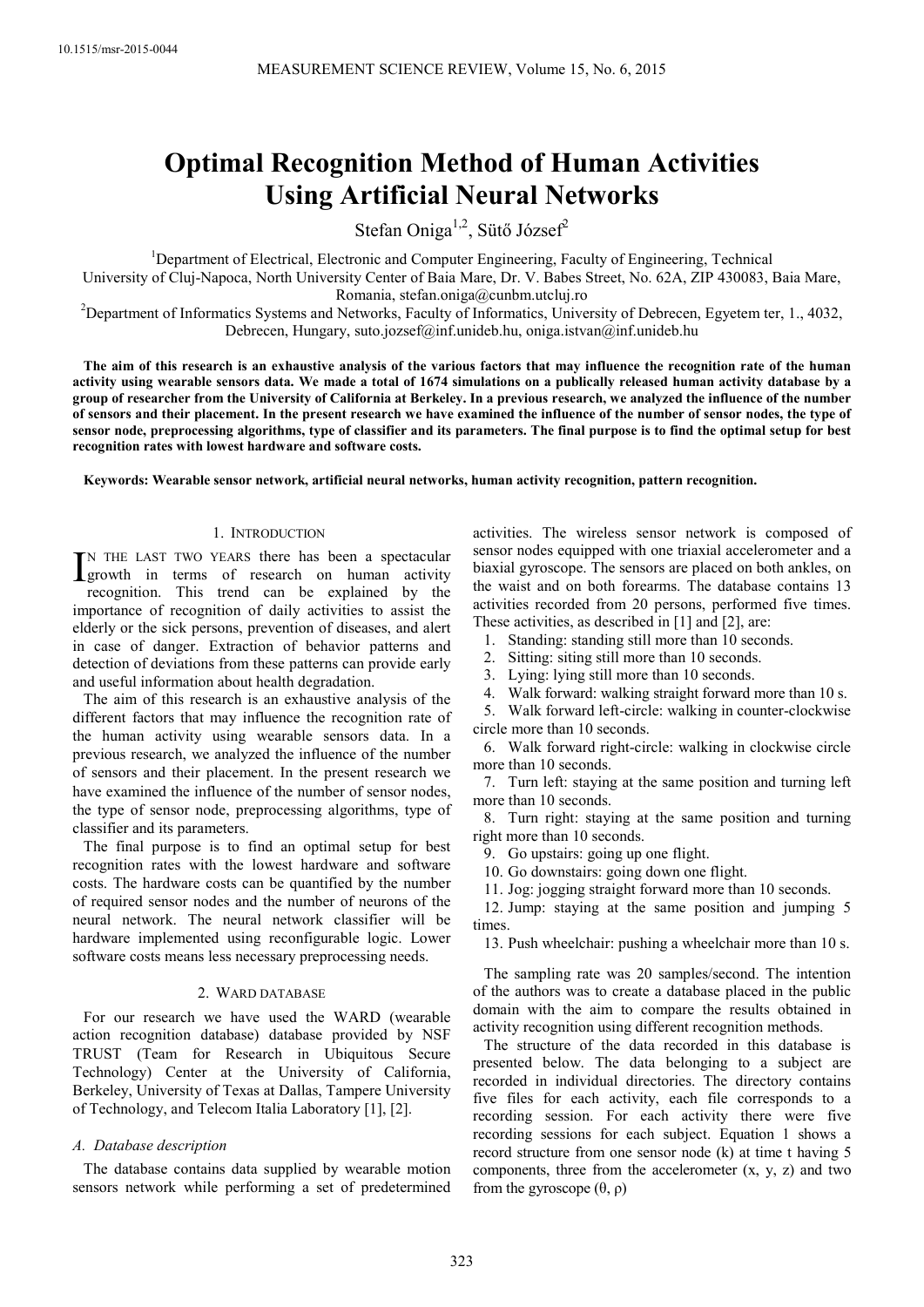10.1515/msr-2015-0044

# Optimal Recognition Method of Human Activities Using Artificial Neural Networks

Stefan Oniga[1,2], Sütő József[2]

[1]Department of Electrical, Electronic and Computer Engineering, Faculty of Engineering, Technical University of Cluj-Napoca, North University Center of Baia Mare, Dr. V. Babes Street, No. 62A, ZIP 430083, Baia Mare, Romania, stefan.oniga@cunbm.utcluj.ro

[2]Department of Informatics Systems and Networks, Faculty of Informatics, University of Debrecen, Egyetem ter, 1., 4032, Debrecen, Hungary, suto.jozsef@inf.unideb.hu, oniga.istvan@inf.unideb.hu

**The aim of this research is an exhaustive analysis of the various factors that may influence the recognition rate of the human activity using wearable sensors data. We made a total of 1674 simulations on a publically released human activity database by a group of researcher from the University of California at Berkeley. In a previous research, we analyzed the influence of the number of sensors and their placement. In the present research we have examined the influence of the number of sensor nodes, the type of sensor node, preprocessing algorithms, type of classifier and its parameters. The final purpose is to find the optimal setup for best recognition rates with lowest hardware and software costs.**

**Keywords: Wearable sensor network, artificial neural networks, human activity recognition, pattern recognition.**

## 1. Introduction

In the last two years there has been a spectacular growth in terms of research on human activity recognition. This trend can be explained by the importance of recognition of daily activities to assist the elderly or the sick persons, prevention of diseases, and alert in case of danger. Extraction of behavior patterns and detection of deviations from these patterns can provide early and useful information about health degradation.

The aim of this research is an exhaustive analysis of the different factors that may influence the recognition rate of the human activity using wearable sensors data. In a previous research, we analyzed the influence of the number of sensors and their placement. In the present research we have examined the influence of the number of sensor nodes, the type of sensor node, preprocessing algorithms, type of classifier and its parameters.

The final purpose is to find an optimal setup for best recognition rates with the lowest hardware and software costs. The hardware costs can be quantified by the number of required sensor nodes and the number of neurons of the neural network. The neural network classifier will be hardware implemented using reconfigurable logic. Lower software costs means less necessary preprocessing needs.

## 2. Ward database

For our research we have used the WARD (wearable action recognition database) database provided by NSF TRUST (Team for Research in Ubiquitous Secure Technology) Center at the University of California, Berkeley, University of Texas at Dallas, Tampere University of Technology, and Telecom Italia Laboratory [1], [2].

### *A. Database description*

The database contains data supplied by wearable motion sensors network while performing a set of predetermined activities. The wireless sensor network is composed of sensor nodes equipped with one triaxial accelerometer and a biaxial gyroscope. The sensors are placed on both ankles, on the waist and on both forearms. The database contains 13 activities recorded from 20 persons, performed five times. These activities, as described in [1] and [2], are:

1. Standing: standing still more than 10 seconds.
2. Sitting: siting still more than 10 seconds.
3. Lying: lying still more than 10 seconds.
4. Walk forward: walking straight forward more than 10 s.
5. Walk forward left-circle: walking in counter-clockwise circle more than 10 seconds.
6. Walk forward right-circle: walking in clockwise circle more than 10 seconds.
7. Turn left: staying at the same position and turning left more than 10 seconds.
8. Turn right: staying at the same position and turning right more than 10 seconds.
9. Go upstairs: going up one flight.
10. Go downstairs: going down one flight.
11. Jog: jogging straight forward more than 10 seconds.
12. Jump: staying at the same position and jumping 5 times.
13. Push wheelchair: pushing a wheelchair more than 10 s.

The sampling rate was 20 samples/second. The intention of the authors was to create a database placed in the public domain with the aim to compare the results obtained in activity recognition using different recognition methods.

The structure of the data recorded in this database is presented below. The data belonging to a subject are recorded in individual directories. The directory contains five files for each activity, each file corresponds to a recording session. For each activity there were five recording sessions for each subject. Equation 1 shows a record structure from one sensor node (k) at time t having 5 components, three from the accelerometer (x, y, z) and two from the gyroscope ($\theta$, $\rho$)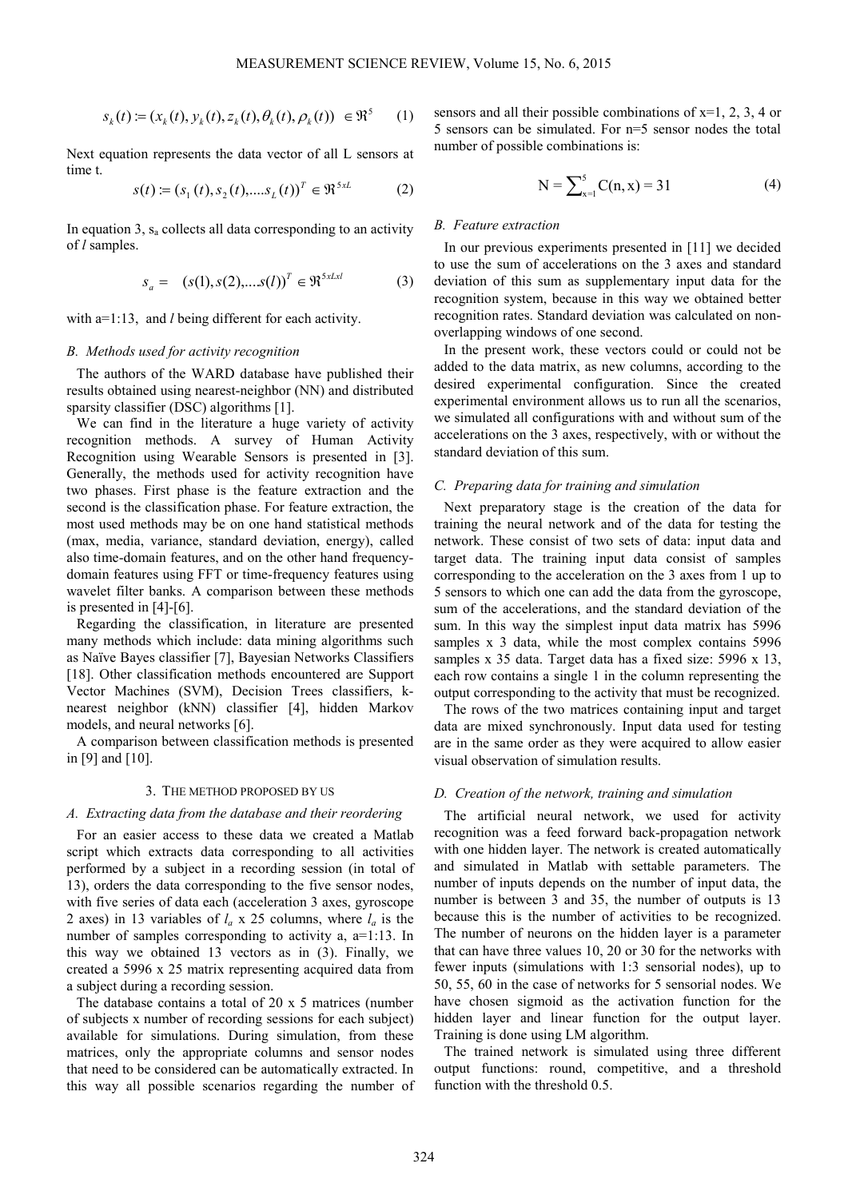$$s_k(t) := (x_k(t), y_k(t), z_k(t), \theta_k(t), \rho_k(t)) \in \Re^5 \quad (1)$$

Next equation represents the data vector of all L sensors at time t.

$$s(t) := (s_1(t), s_2(t), \ldots s_L(t))^T \in \Re^{5xL} \quad (2)$$

In equation 3, $s_a$ collects all data corresponding to an activity of $l$ samples.

$$s_a = (s(1), s(2), \ldots s(l))^T \in \Re^{5xLxl} \quad (3)$$

with a=1:13, and $l$ being different for each activity.

### B. Methods used for activity recognition

The authors of the WARD database have published their results obtained using nearest-neighbor (NN) and distributed sparsity classifier (DSC) algorithms [1].

We can find in the literature a huge variety of activity recognition methods. A survey of Human Activity Recognition using Wearable Sensors is presented in [3]. Generally, the methods used for activity recognition have two phases. First phase is the feature extraction and the second is the classification phase. For feature extraction, the most used methods may be on one hand statistical methods (max, media, variance, standard deviation, energy), called also time-domain features, and on the other hand frequency-domain features using FFT or time-frequency features using wavelet filter banks. A comparison between these methods is presented in [4]-[6].

Regarding the classification, in literature are presented many methods which include: data mining algorithms such as Naïve Bayes classifier [7], Bayesian Networks Classifiers [18]. Other classification methods encountered are Support Vector Machines (SVM), Decision Trees classifiers, k-nearest neighbor (kNN) classifier [4], hidden Markov models, and neural networks [6].

A comparison between classification methods is presented in [9] and [10].

## 3. The method proposed by us

### A. Extracting data from the database and their reordering

For an easier access to these data we created a Matlab script which extracts data corresponding to all activities performed by a subject in a recording session (in total of 13), orders the data corresponding to the five sensor nodes, with five series of data each (acceleration 3 axes, gyroscope 2 axes) in 13 variables of $l_a$ x 25 columns, where $l_a$ is the number of samples corresponding to activity a, a=1:13. In this way we obtained 13 vectors as in (3). Finally, we created a 5996 x 25 matrix representing acquired data from a subject during a recording session.

The database contains a total of 20 x 5 matrices (number of subjects x number of recording sessions for each subject) available for simulations. During simulation, from these matrices, only the appropriate columns and sensor nodes that need to be considered can be automatically extracted. In this way all possible scenarios regarding the number of sensors and all their possible combinations of x=1, 2, 3, 4 or 5 sensors can be simulated. For n=5 sensor nodes the total number of possible combinations is:

$$N = \sum_{x=1}^{5} C(n, x) = 31 \quad (4)$$

### B. Feature extraction

In our previous experiments presented in [11] we decided to use the sum of accelerations on the 3 axes and standard deviation of this sum as supplementary input data for the recognition system, because in this way we obtained better recognition rates. Standard deviation was calculated on non-overlapping windows of one second.

In the present work, these vectors could or could not be added to the data matrix, as new columns, according to the desired experimental configuration. Since the created experimental environment allows us to run all the scenarios, we simulated all configurations with and without sum of the accelerations on the 3 axes, respectively, with or without the standard deviation of this sum.

### C. Preparing data for training and simulation

Next preparatory stage is the creation of the data for training the neural network and of the data for testing the network. These consist of two sets of data: input data and target data. The training input data consist of samples corresponding to the acceleration on the 3 axes from 1 up to 5 sensors to which one can add the data from the gyroscope, sum of the accelerations, and the standard deviation of the sum. In this way the simplest input data matrix has 5996 samples x 3 data, while the most complex contains 5996 samples x 35 data. Target data has a fixed size: 5996 x 13, each row contains a single 1 in the column representing the output corresponding to the activity that must be recognized.

The rows of the two matrices containing input and target data are mixed synchronously. Input data used for testing are in the same order as they were acquired to allow easier visual observation of simulation results.

### D. Creation of the network, training and simulation

The artificial neural network, we used for activity recognition was a feed forward back-propagation network with one hidden layer. The network is created automatically and simulated in Matlab with settable parameters. The number of inputs depends on the number of input data, the number is between 3 and 35, the number of outputs is 13 because this is the number of activities to be recognized. The number of neurons on the hidden layer is a parameter that can have three values 10, 20 or 30 for the networks with fewer inputs (simulations with 1:3 sensorial nodes), up to 50, 55, 60 in the case of networks for 5 sensorial nodes. We have chosen sigmoid as the activation function for the hidden layer and linear function for the output layer. Training is done using LM algorithm.

The trained network is simulated using three different output functions: round, competitive, and a threshold function with the threshold 0.5.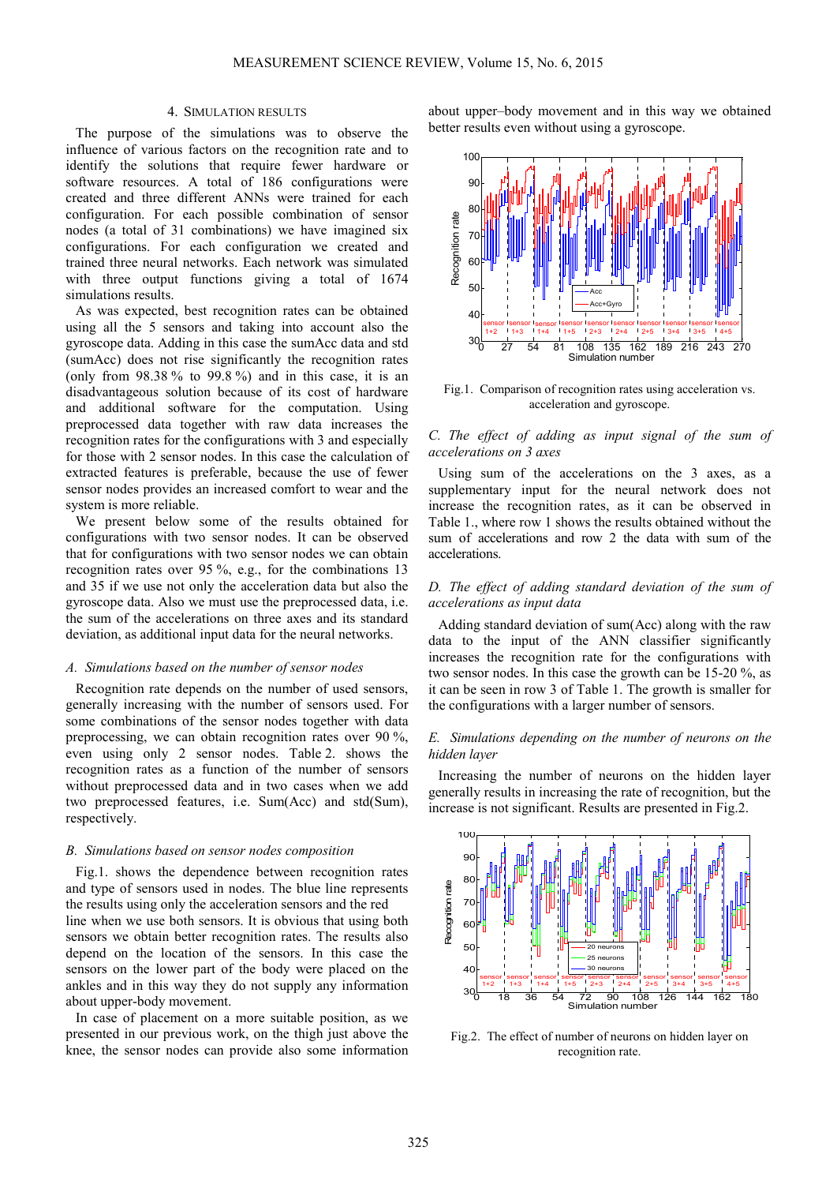## 4. SIMULATION RESULTS

The purpose of the simulations was to observe the influence of various factors on the recognition rate and to identify the solutions that require fewer hardware or software resources. A total of 186 configurations were created and three different ANNs were trained for each configuration. For each possible combination of sensor nodes (a total of 31 combinations) we have imagined six configurations. For each configuration we created and trained three neural networks. Each network was simulated with three output functions giving a total of 1674 simulations results.

As was expected, best recognition rates can be obtained using all the 5 sensors and taking into account also the gyroscope data. Adding in this case the sumAcc data and std (sumAcc) does not rise significantly the recognition rates (only from 98.38 % to 99.8 %) and in this case, it is an disadvantageous solution because of its cost of hardware and additional software for the computation. Using preprocessed data together with raw data increases the recognition rates for the configurations with 3 and especially for those with 2 sensor nodes. In this case the calculation of extracted features is preferable, because the use of fewer sensor nodes provides an increased comfort to wear and the system is more reliable.

We present below some of the results obtained for configurations with two sensor nodes. It can be observed that for configurations with two sensor nodes we can obtain recognition rates over 95 %, e.g., for the combinations 13 and 35 if we use not only the acceleration data but also the gyroscope data. Also we must use the preprocessed data, i.e. the sum of the accelerations on three axes and its standard deviation, as additional input data for the neural networks.

### A. Simulations based on the number of sensor nodes

Recognition rate depends on the number of used sensors, generally increasing with the number of sensors used. For some combinations of the sensor nodes together with data preprocessing, we can obtain recognition rates over 90 %, even using only 2 sensor nodes. Table 2. shows the recognition rates as a function of the number of sensors without preprocessed data and in two cases when we add two preprocessed features, i.e. Sum(Acc) and std(Sum), respectively.

### B. Simulations based on sensor nodes composition

Fig.1. shows the dependence between recognition rates and type of sensors used in nodes. The blue line represents the results using only the acceleration sensors and the red line when we use both sensors. It is obvious that using both sensors we obtain better recognition rates. The results also depend on the location of the sensors. In this case the sensors on the lower part of the body were placed on the ankles and in this way they do not supply any information about upper-body movement.

In case of placement on a more suitable position, as we presented in our previous work, on the thigh just above the knee, the sensor nodes can provide also some information about upper–body movement and in this way we obtained better results even without using a gyroscope.

Fig.1. Comparison of recognition rates using acceleration vs. acceleration and gyroscope.

### C. The effect of adding as input signal of the sum of accelerations on 3 axes

Using sum of the accelerations on the 3 axes, as a supplementary input for the neural network does not increase the recognition rates, as it can be observed in Table 1., where row 1 shows the results obtained without the sum of accelerations and row 2 the data with sum of the accelerations.

### D. The effect of adding standard deviation of the sum of accelerations as input data

Adding standard deviation of sum(Acc) along with the raw data to the input of the ANN classifier significantly increases the recognition rate for the configurations with two sensor nodes. In this case the growth can be 15-20 %, as it can be seen in row 3 of Table 1. The growth is smaller for the configurations with a larger number of sensors.

### E. Simulations depending on the number of neurons on the hidden layer

Increasing the number of neurons on the hidden layer generally results in increasing the rate of recognition, but the increase is not significant. Results are presented in Fig.2.

Fig.2. The effect of number of neurons on hidden layer on recognition rate.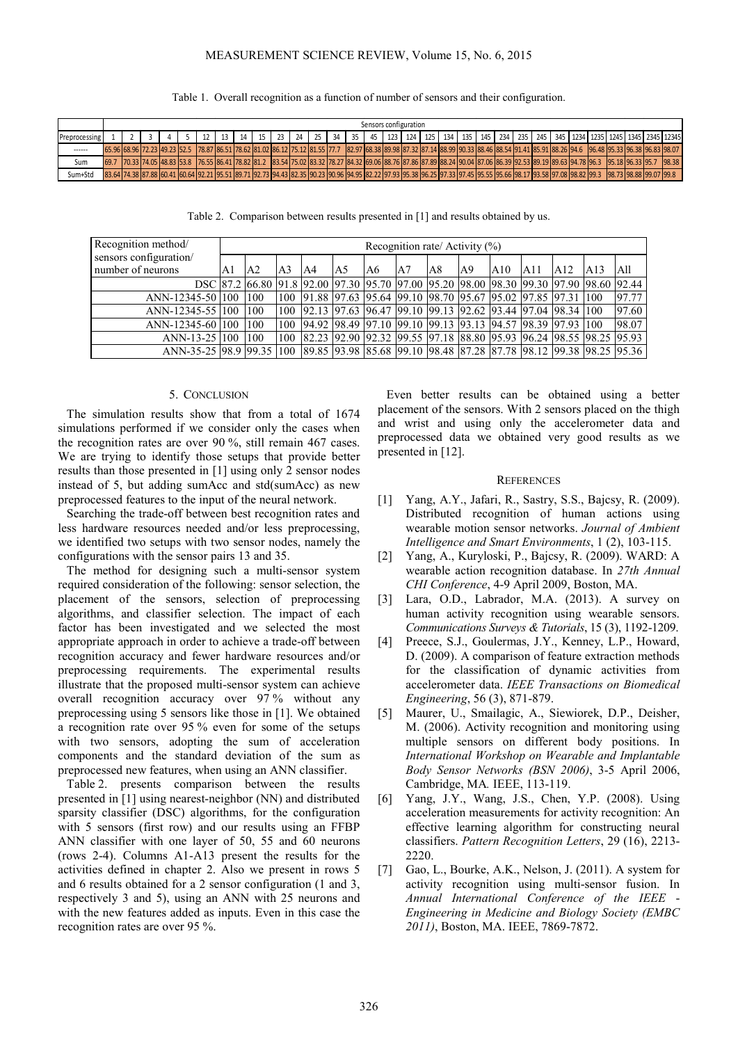Table 1. Overall recognition as a function of number of sensors and their configuration.

| | Sensors configuration | | | | | | | | | | | | | | | | | | | | | | | | | | | | | | |
|---|---|---|---|---|---|---|---|---|---|---|---|---|---|---|---|---|---|---|---|---|---|---|---|---|---|---|---|---|---|---|---|
| Preprocessing | 1 | 2 | 3 | 4 | 5 | 12 | 13 | 14 | 15 | 23 | 24 | 25 | 34 | 35 | 45 | 123 | 124 | 125 | 134 | 135 | 145 | 234 | 235 | 245 | 345 | 1234 | 1235 | 1245 | 1345 | 2345 | 12345 |
| ------ | 65.96 | 68.96 | 72.23 | 49.23 | 52.5 | 78.87 | 86.51 | 78.62 | 81.02 | 86.12 | 75.12 | 81.55 | 77.7 | 82.97 | 68.38 | 89.98 | 87.32 | 87.14 | 88.99 | 90.33 | 88.46 | 88.54 | 91.41 | 85.91 | 88.26 | 94.6 | 96.48 | 95.33 | 96.38 | 96.83 | 98.07 |
| Sum | 69.7 | 70.33 | 74.05 | 48.83 | 53.8 | 76.55 | 86.41 | 78.82 | 81.2 | 83.54 | 75.02 | 83.32 | 78.27 | 84.32 | 69.06 | 88.76 | 87.86 | 87.89 | 88.24 | 90.04 | 87.06 | 86.39 | 92.53 | 89.19 | 89.63 | 94.78 | 96.3 | 95.18 | 96.33 | 95.7 | 98.38 |
| Sum+Std | 83.64 | 74.38 | 87.88 | 60.41 | 60.64 | 92.21 | 95.51 | 89.71 | 92.73 | 94.43 | 82.35 | 90.23 | 90.96 | 94.95 | 82.22 | 97.93 | 95.38 | 96.25 | 97.33 | 97.45 | 95.55 | 95.66 | 98.17 | 93.58 | 97.08 | 98.82 | 99.3 | 98.73 | 98.88 | 99.07 | 99.8 |

Table 2. Comparison between results presented in [1] and results obtained by us.

| Recognition method/ sensors configuration/ number of neurons | Recognition rate/ Activity (%) | | | | | | | | | | | | | |
|---|---|---|---|---|---|---|---|---|---|---|---|---|---|---|
| | A1 | A2 | A3 | A4 | A5 | A6 | A7 | A8 | A9 | A10 | A11 | A12 | A13 | All |
| DSC | 87.2 | 66.80 | 91.8 | 92.00 | 97.30 | 95.70 | 97.00 | 95.20 | 98.00 | 98.30 | 99.30 | 97.90 | 98.60 | 92.44 |
| ANN-12345-50 | 100 | 100 | 100 | 91.88 | 97.63 | 95.64 | 99.10 | 98.70 | 95.67 | 95.02 | 97.85 | 97.31 | 100 | 97.77 |
| ANN-12345-55 | 100 | 100 | 100 | 92.13 | 97.63 | 96.47 | 99.10 | 99.13 | 92.62 | 93.44 | 97.04 | 98.34 | 100 | 97.60 |
| ANN-12345-60 | 100 | 100 | 100 | 94.92 | 98.49 | 97.10 | 99.10 | 99.13 | 93.13 | 94.57 | 98.39 | 97.93 | 100 | 98.07 |
| ANN-13-25 | 100 | 100 | 100 | 82.23 | 92.90 | 92.32 | 99.55 | 97.18 | 88.80 | 95.93 | 96.24 | 98.55 | 98.25 | 95.93 |
| ANN-35-25 | 98.9 | 99.35 | 100 | 89.85 | 93.98 | 85.68 | 99.10 | 98.48 | 87.28 | 87.78 | 98.12 | 99.38 | 98.25 | 95.36 |

## 5. Conclusion

The simulation results show that from a total of 1674 simulations performed if we consider only the cases when the recognition rates are over 90 %, still remain 467 cases. We are trying to identify those setups that provide better results than those presented in [1] using only 2 sensor nodes instead of 5, but adding sumAcc and std(sumAcc) as new preprocessed features to the input of the neural network.

Searching the trade-off between best recognition rates and less hardware resources needed and/or less preprocessing, we identified two setups with two sensor nodes, namely the configurations with the sensor pairs 13 and 35.

The method for designing such a multi-sensor system required consideration of the following: sensor selection, the placement of the sensors, selection of preprocessing algorithms, and classifier selection. The impact of each factor has been investigated and we selected the most appropriate approach in order to achieve a trade-off between recognition accuracy and fewer hardware resources and/or preprocessing requirements. The experimental results illustrate that the proposed multi-sensor system can achieve overall recognition accuracy over 97 % without any preprocessing using 5 sensors like those in [1]. We obtained a recognition rate over 95 % even for some of the setups with two sensors, adopting the sum of acceleration components and the standard deviation of the sum as preprocessed new features, when using an ANN classifier.

Table 2. presents comparison between the results presented in [1] using nearest-neighbor (NN) and distributed sparsity classifier (DSC) algorithms, for the configuration with 5 sensors (first row) and our results using an FFBP ANN classifier with one layer of 50, 55 and 60 neurons (rows 2-4). Columns A1-A13 present the results for the activities defined in chapter 2. Also we present in rows 5 and 6 results obtained for a 2 sensor configuration (1 and 3, respectively 3 and 5), using an ANN with 25 neurons and with the new features added as inputs. Even in this case the recognition rates are over 95 %.

Even better results can be obtained using a better placement of the sensors. With 2 sensors placed on the thigh and wrist and using only the accelerometer data and preprocessed data we obtained very good results as we presented in [12].

## References

[1] Yang, A.Y., Jafari, R., Sastry, S.S., Bajcsy, R. (2009). Distributed recognition of human actions using wearable motion sensor networks. *Journal of Ambient Intelligence and Smart Environments*, 1 (2), 103-115.

[2] Yang, A., Kuryloski, P., Bajcsy, R. (2009). WARD: A wearable action recognition database. In *27th Annual CHI Conference*, 4-9 April 2009, Boston, MA.

[3] Lara, O.D., Labrador, M.A. (2013). A survey on human activity recognition using wearable sensors. *Communications Surveys & Tutorials*, 15 (3), 1192-1209.

[4] Preece, S.J., Goulermas, J.Y., Kenney, L.P., Howard, D. (2009). A comparison of feature extraction methods for the classification of dynamic activities from accelerometer data. *IEEE Transactions on Biomedical Engineering*, 56 (3), 871-879.

[5] Maurer, U., Smailagic, A., Siewiorek, D.P., Deisher, M. (2006). Activity recognition and monitoring using multiple sensors on different body positions. In *International Workshop on Wearable and Implantable Body Sensor Networks (BSN 2006)*, 3-5 April 2006, Cambridge, MA. IEEE, 113-119.

[6] Yang, J.Y., Wang, J.S., Chen, Y.P. (2008). Using acceleration measurements for activity recognition: An effective learning algorithm for constructing neural classifiers. *Pattern Recognition Letters*, 29 (16), 2213-2220.

[7] Gao, L., Bourke, A.K., Nelson, J. (2011). A system for activity recognition using multi-sensor fusion. In *Annual International Conference of the IEEE - Engineering in Medicine and Biology Society (EMBC 2011)*, Boston, MA. IEEE, 7869-7872.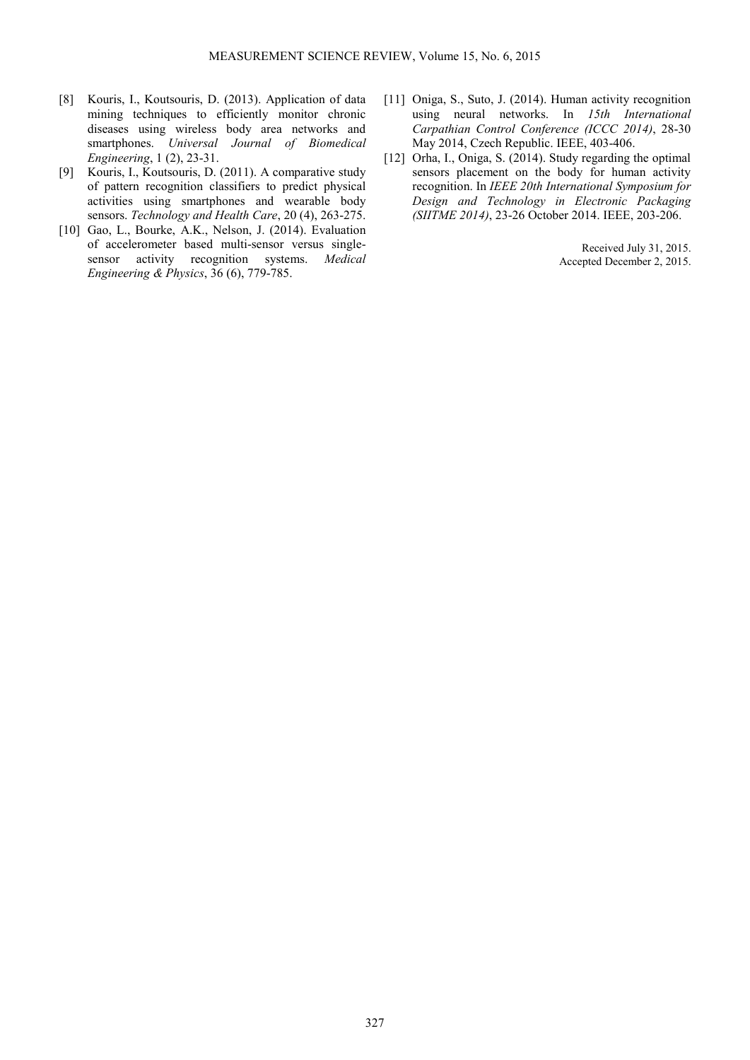[8] Kouris, I., Koutsouris, D. (2013). Application of data mining techniques to efficiently monitor chronic diseases using wireless body area networks and smartphones. *Universal Journal of Biomedical Engineering*, 1 (2), 23-31.

[9] Kouris, I., Koutsouris, D. (2011). A comparative study of pattern recognition classifiers to predict physical activities using smartphones and wearable body sensors. *Technology and Health Care*, 20 (4), 263-275.

[10] Gao, L., Bourke, A.K., Nelson, J. (2014). Evaluation of accelerometer based multi-sensor versus single-sensor activity recognition systems. *Medical Engineering & Physics*, 36 (6), 779-785.

[11] Oniga, S., Suto, J. (2014). Human activity recognition using neural networks. In *15th International Carpathian Control Conference (ICCC 2014)*, 28-30 May 2014, Czech Republic. IEEE, 403-406.

[12] Orha, I., Oniga, S. (2014). Study regarding the optimal sensors placement on the body for human activity recognition. In *IEEE 20th International Symposium for Design and Technology in Electronic Packaging (SIITME 2014)*, 23-26 October 2014. IEEE, 203-206.

Received July 31, 2015.
Accepted December 2, 2015.